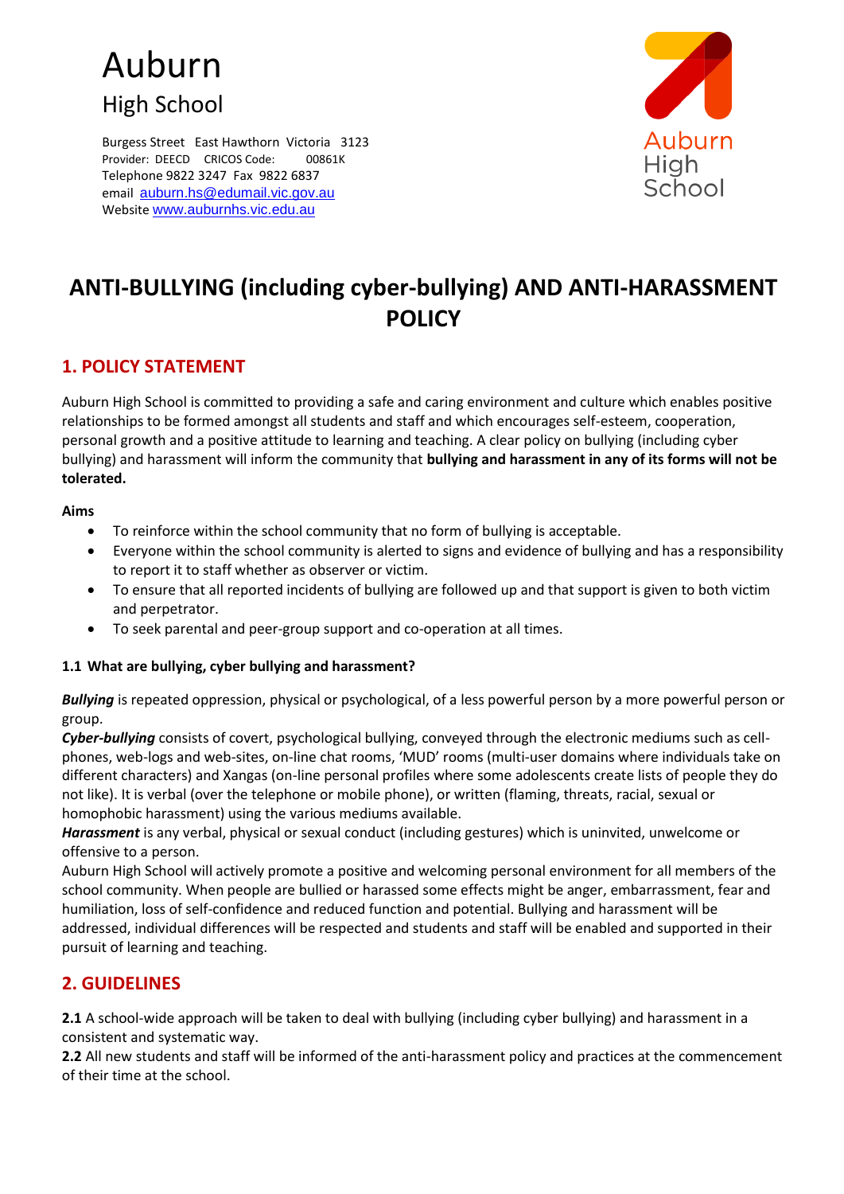# Auburn
## High School

Burgess Street East Hawthorn Victoria 3123
Provider: DEECD CRICOS Code: 00861K
Telephone 9822 3247 Fax 9822 6837
email auburn.hs@edumail.vic.gov.au
Website www.auburnhs.vic.edu.au

Auburn High School

# ANTI-BULLYING (including cyber-bullying) AND ANTI-HARASSMENT POLICY

## 1. POLICY STATEMENT

Auburn High School is committed to providing a safe and caring environment and culture which enables positive relationships to be formed amongst all students and staff and which encourages self-esteem, cooperation, personal growth and a positive attitude to learning and teaching. A clear policy on bullying (including cyber bullying) and harassment will inform the community that **bullying and harassment in any of its forms will not be tolerated.**

**Aims**

- To reinforce within the school community that no form of bullying is acceptable.
- Everyone within the school community is alerted to signs and evidence of bullying and has a responsibility to report it to staff whether as observer or victim.
- To ensure that all reported incidents of bullying are followed up and that support is given to both victim and perpetrator.
- To seek parental and peer-group support and co-operation at all times.

### 1.1 What are bullying, cyber bullying and harassment?

***Bullying*** is repeated oppression, physical or psychological, of a less powerful person by a more powerful person or group.
***Cyber-bullying*** consists of covert, psychological bullying, conveyed through the electronic mediums such as cell-phones, web-logs and web-sites, on-line chat rooms, 'MUD' rooms (multi-user domains where individuals take on different characters) and Xangas (on-line personal profiles where some adolescents create lists of people they do not like). It is verbal (over the telephone or mobile phone), or written (flaming, threats, racial, sexual or homophobic harassment) using the various mediums available.
***Harassment*** is any verbal, physical or sexual conduct (including gestures) which is uninvited, unwelcome or offensive to a person.
Auburn High School will actively promote a positive and welcoming personal environment for all members of the school community. When people are bullied or harassed some effects might be anger, embarrassment, fear and humiliation, loss of self-confidence and reduced function and potential. Bullying and harassment will be addressed, individual differences will be respected and students and staff will be enabled and supported in their pursuit of learning and teaching.

## 2. GUIDELINES

**2.1** A school-wide approach will be taken to deal with bullying (including cyber bullying) and harassment in a consistent and systematic way.
**2.2** All new students and staff will be informed of the anti-harassment policy and practices at the commencement of their time at the school.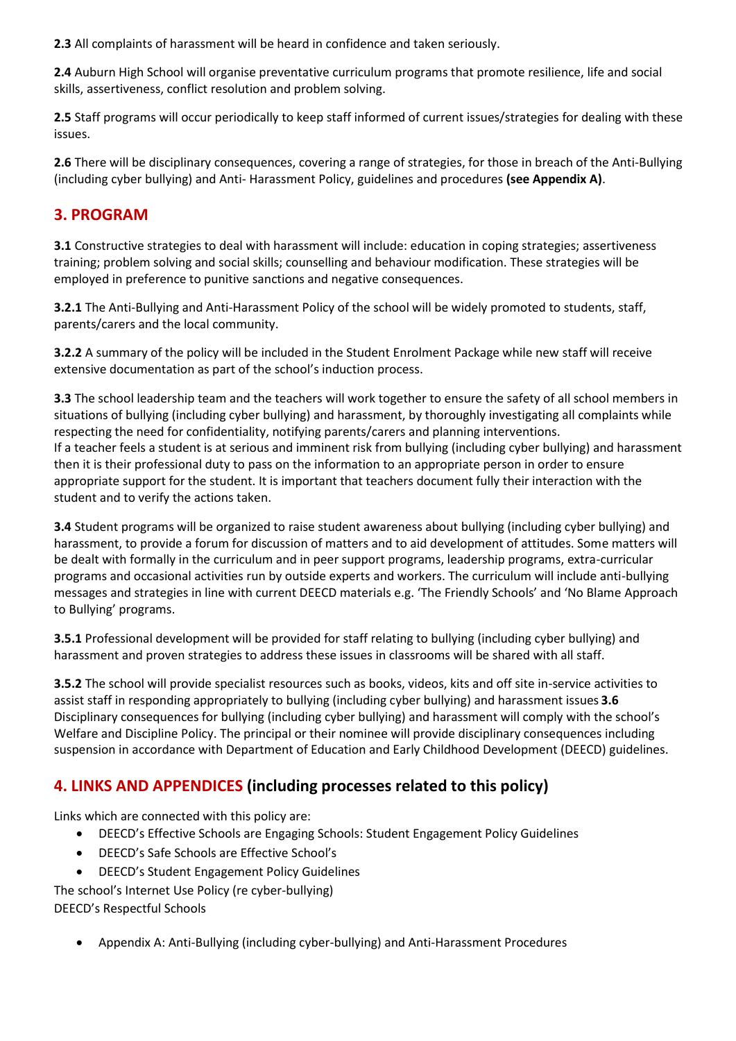**2.3** All complaints of harassment will be heard in confidence and taken seriously.

**2.4** Auburn High School will organise preventative curriculum programs that promote resilience, life and social skills, assertiveness, conflict resolution and problem solving.

**2.5** Staff programs will occur periodically to keep staff informed of current issues/strategies for dealing with these issues.

**2.6** There will be disciplinary consequences, covering a range of strategies, for those in breach of the Anti-Bullying (including cyber bullying) and Anti- Harassment Policy, guidelines and procedures **(see Appendix A)**.

## 3. PROGRAM

**3.1** Constructive strategies to deal with harassment will include: education in coping strategies; assertiveness training; problem solving and social skills; counselling and behaviour modification. These strategies will be employed in preference to punitive sanctions and negative consequences.

**3.2.1** The Anti-Bullying and Anti-Harassment Policy of the school will be widely promoted to students, staff, parents/carers and the local community.

**3.2.2** A summary of the policy will be included in the Student Enrolment Package while new staff will receive extensive documentation as part of the school's induction process.

**3.3** The school leadership team and the teachers will work together to ensure the safety of all school members in situations of bullying (including cyber bullying) and harassment, by thoroughly investigating all complaints while respecting the need for confidentiality, notifying parents/carers and planning interventions.
If a teacher feels a student is at serious and imminent risk from bullying (including cyber bullying) and harassment then it is their professional duty to pass on the information to an appropriate person in order to ensure appropriate support for the student. It is important that teachers document fully their interaction with the student and to verify the actions taken.

**3.4** Student programs will be organized to raise student awareness about bullying (including cyber bullying) and harassment, to provide a forum for discussion of matters and to aid development of attitudes. Some matters will be dealt with formally in the curriculum and in peer support programs, leadership programs, extra-curricular programs and occasional activities run by outside experts and workers. The curriculum will include anti-bullying messages and strategies in line with current DEECD materials e.g. 'The Friendly Schools' and 'No Blame Approach to Bullying' programs.

**3.5.1** Professional development will be provided for staff relating to bullying (including cyber bullying) and harassment and proven strategies to address these issues in classrooms will be shared with all staff.

**3.5.2** The school will provide specialist resources such as books, videos, kits and off site in-service activities to assist staff in responding appropriately to bullying (including cyber bullying) and harassment issues **3.6** Disciplinary consequences for bullying (including cyber bullying) and harassment will comply with the school's Welfare and Discipline Policy. The principal or their nominee will provide disciplinary consequences including suspension in accordance with Department of Education and Early Childhood Development (DEECD) guidelines.

## 4. LINKS AND APPENDICES (including processes related to this policy)

Links which are connected with this policy are:

- DEECD's Effective Schools are Engaging Schools: Student Engagement Policy Guidelines
- DEECD's Safe Schools are Effective School's
- DEECD's Student Engagement Policy Guidelines

The school's Internet Use Policy (re cyber-bullying)
DEECD's Respectful Schools

- Appendix A: Anti-Bullying (including cyber-bullying) and Anti-Harassment Procedures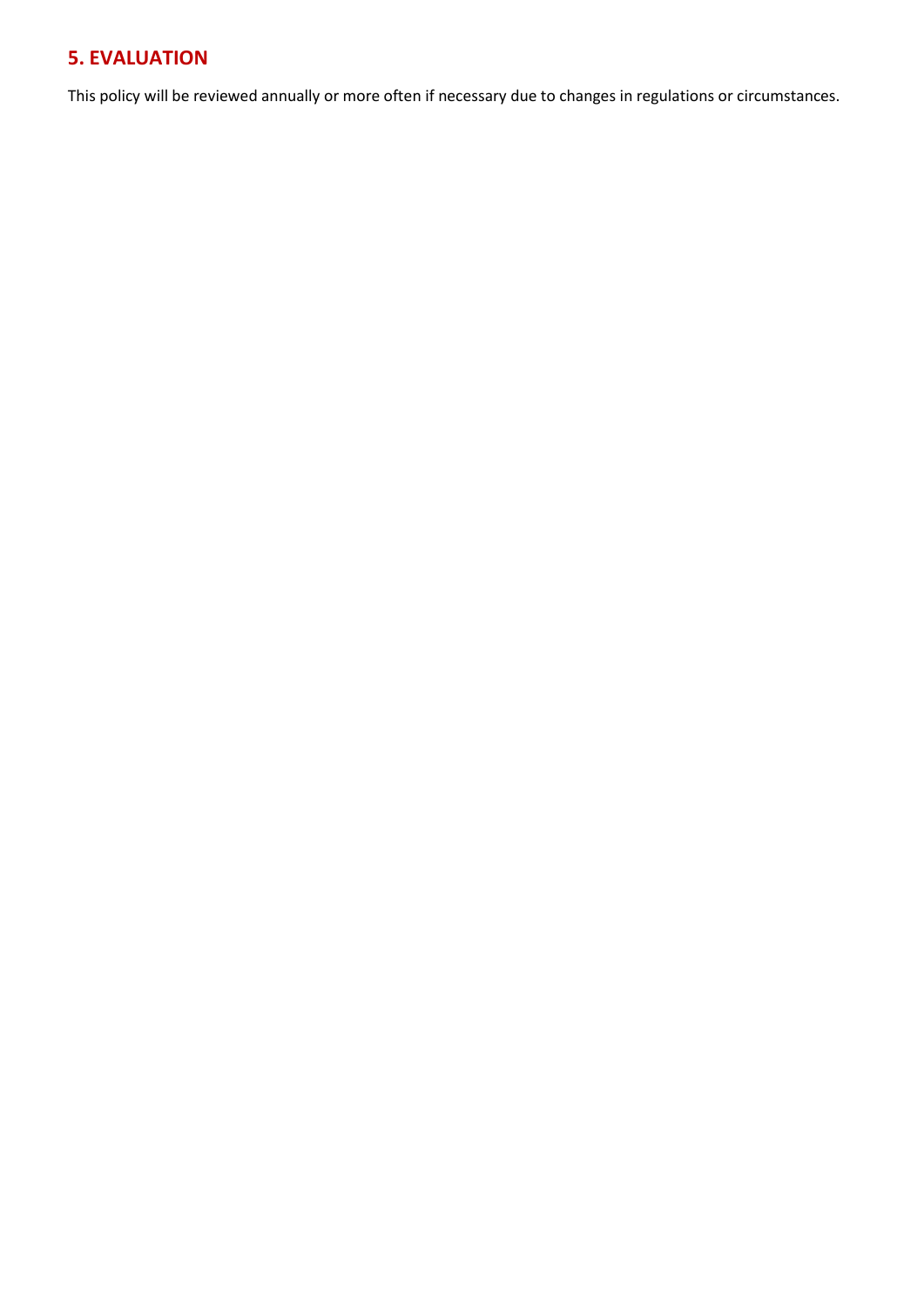## 5. EVALUATION

This policy will be reviewed annually or more often if necessary due to changes in regulations or circumstances.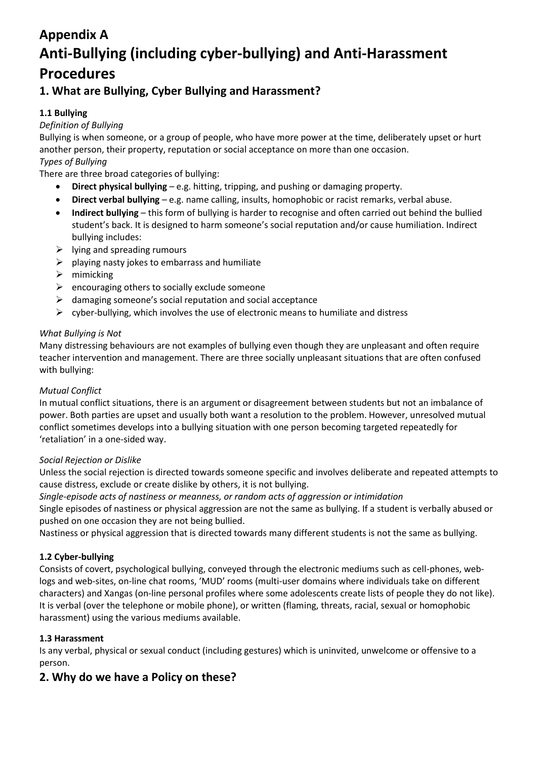# Appendix A
# Anti-Bullying (including cyber-bullying) and Anti-Harassment Procedures

## 1. What are Bullying, Cyber Bullying and Harassment?

### 1.1 Bullying

*Definition of Bullying*

Bullying is when someone, or a group of people, who have more power at the time, deliberately upset or hurt another person, their property, reputation or social acceptance on more than one occasion.

*Types of Bullying*

There are three broad categories of bullying:

- **Direct physical bullying** – e.g. hitting, tripping, and pushing or damaging property.
- **Direct verbal bullying** – e.g. name calling, insults, homophobic or racist remarks, verbal abuse.
- **Indirect bullying** – this form of bullying is harder to recognise and often carried out behind the bullied student's back. It is designed to harm someone's social reputation and/or cause humiliation. Indirect bullying includes:
  - lying and spreading rumours
  - playing nasty jokes to embarrass and humiliate
  - mimicking
  - encouraging others to socially exclude someone
  - damaging someone's social reputation and social acceptance
  - cyber-bullying, which involves the use of electronic means to humiliate and distress

*What Bullying is Not*

Many distressing behaviours are not examples of bullying even though they are unpleasant and often require teacher intervention and management. There are three socially unpleasant situations that are often confused with bullying:

*Mutual Conflict*

In mutual conflict situations, there is an argument or disagreement between students but not an imbalance of power. Both parties are upset and usually both want a resolution to the problem. However, unresolved mutual conflict sometimes develops into a bullying situation with one person becoming targeted repeatedly for 'retaliation' in a one-sided way.

*Social Rejection or Dislike*

Unless the social rejection is directed towards someone specific and involves deliberate and repeated attempts to cause distress, exclude or create dislike by others, it is not bullying.

*Single-episode acts of nastiness or meanness, or random acts of aggression or intimidation*

Single episodes of nastiness or physical aggression are not the same as bullying. If a student is verbally abused or pushed on one occasion they are not being bullied.

Nastiness or physical aggression that is directed towards many different students is not the same as bullying.

### 1.2 Cyber-bullying

Consists of covert, psychological bullying, conveyed through the electronic mediums such as cell-phones, web-logs and web-sites, on-line chat rooms, 'MUD' rooms (multi-user domains where individuals take on different characters) and Xangas (on-line personal profiles where some adolescents create lists of people they do not like). It is verbal (over the telephone or mobile phone), or written (flaming, threats, racial, sexual or homophobic harassment) using the various mediums available.

### 1.3 Harassment

Is any verbal, physical or sexual conduct (including gestures) which is uninvited, unwelcome or offensive to a person.

## 2. Why do we have a Policy on these?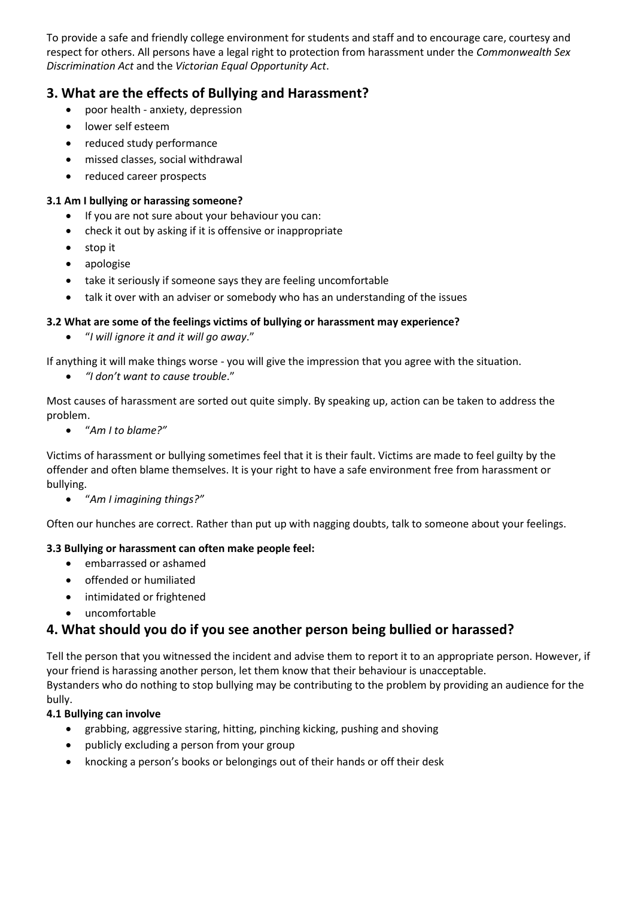To provide a safe and friendly college environment for students and staff and to encourage care, courtesy and respect for others. All persons have a legal right to protection from harassment under the *Commonwealth Sex Discrimination Act* and the *Victorian Equal Opportunity Act*.

## 3. What are the effects of Bullying and Harassment?

- poor health - anxiety, depression
- lower self esteem
- reduced study performance
- missed classes, social withdrawal
- reduced career prospects

### 3.1 Am I bullying or harassing someone?

- If you are not sure about your behaviour you can:
- check it out by asking if it is offensive or inappropriate
- stop it
- apologise
- take it seriously if someone says they are feeling uncomfortable
- talk it over with an adviser or somebody who has an understanding of the issues

### 3.2 What are some of the feelings victims of bullying or harassment may experience?

- "*I will ignore it and it will go away*."

If anything it will make things worse - you will give the impression that you agree with the situation.

- *"I don't want to cause trouble*."

Most causes of harassment are sorted out quite simply. By speaking up, action can be taken to address the problem.

- "*Am I to blame?"*

Victims of harassment or bullying sometimes feel that it is their fault. Victims are made to feel guilty by the offender and often blame themselves. It is your right to have a safe environment free from harassment or bullying.

- "*Am I imagining things?"*

Often our hunches are correct. Rather than put up with nagging doubts, talk to someone about your feelings.

### 3.3 Bullying or harassment can often make people feel:

- embarrassed or ashamed
- offended or humiliated
- intimidated or frightened
- uncomfortable

## 4. What should you do if you see another person being bullied or harassed?

Tell the person that you witnessed the incident and advise them to report it to an appropriate person. However, if your friend is harassing another person, let them know that their behaviour is unacceptable.
Bystanders who do nothing to stop bullying may be contributing to the problem by providing an audience for the bully.

### 4.1 Bullying can involve

- grabbing, aggressive staring, hitting, pinching kicking, pushing and shoving
- publicly excluding a person from your group
- knocking a person's books or belongings out of their hands or off their desk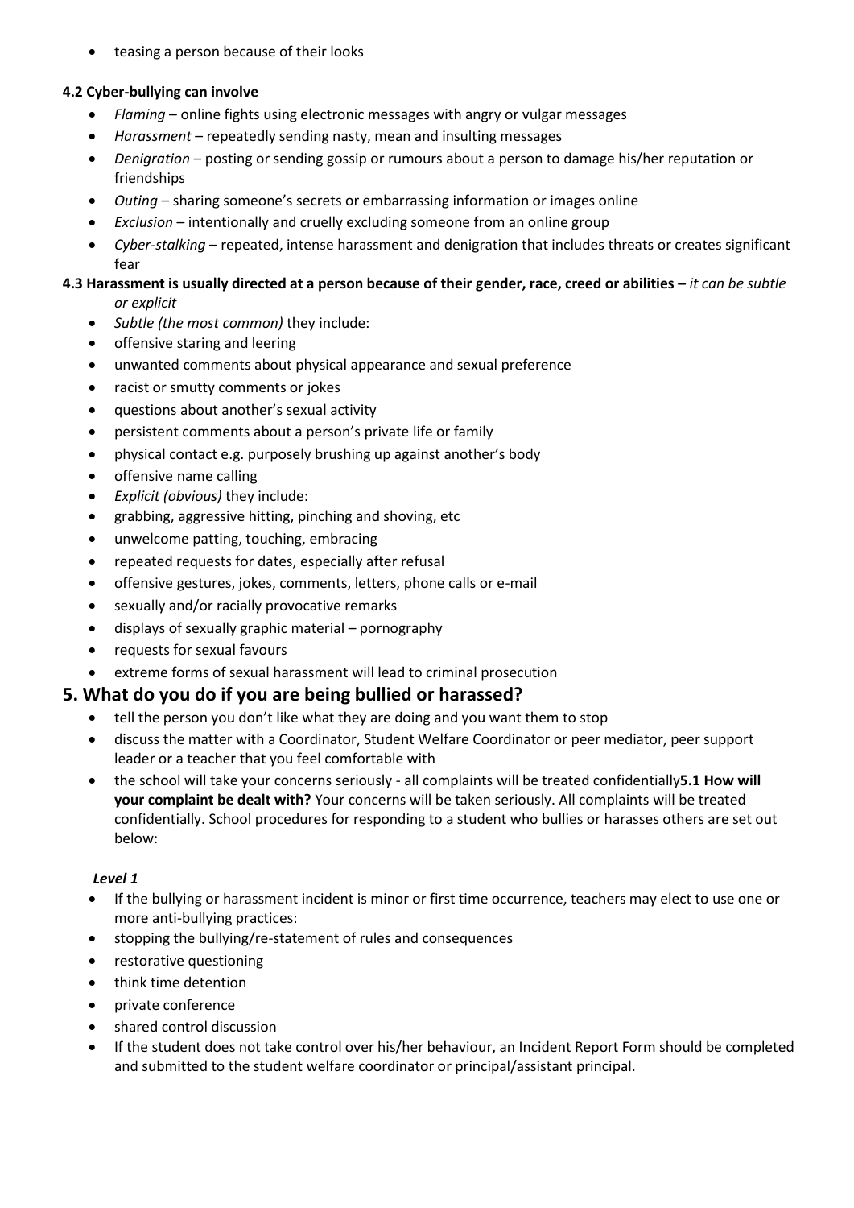- teasing a person because of their looks

**4.2 Cyber-bullying can involve**

- *Flaming* – online fights using electronic messages with angry or vulgar messages
- *Harassment* – repeatedly sending nasty, mean and insulting messages
- *Denigration* – posting or sending gossip or rumours about a person to damage his/her reputation or friendships
- *Outing* – sharing someone's secrets or embarrassing information or images online
- *Exclusion* – intentionally and cruelly excluding someone from an online group
- *Cyber-stalking* – repeated, intense harassment and denigration that includes threats or creates significant fear

**4.3 Harassment is usually directed at a person because of their gender, race, creed or abilities –** *it can be subtle or explicit*

- *Subtle (the most common)* they include:
- offensive staring and leering
- unwanted comments about physical appearance and sexual preference
- racist or smutty comments or jokes
- questions about another's sexual activity
- persistent comments about a person's private life or family
- physical contact e.g. purposely brushing up against another's body
- offensive name calling
- *Explicit (obvious)* they include:
- grabbing, aggressive hitting, pinching and shoving, etc
- unwelcome patting, touching, embracing
- repeated requests for dates, especially after refusal
- offensive gestures, jokes, comments, letters, phone calls or e-mail
- sexually and/or racially provocative remarks
- displays of sexually graphic material – pornography
- requests for sexual favours
- extreme forms of sexual harassment will lead to criminal prosecution

## 5. What do you do if you are being bullied or harassed?

- tell the person you don't like what they are doing and you want them to stop
- discuss the matter with a Coordinator, Student Welfare Coordinator or peer mediator, peer support leader or a teacher that you feel comfortable with
- the school will take your concerns seriously - all complaints will be treated confidentially**5.1 How will your complaint be dealt with?** Your concerns will be taken seriously. All complaints will be treated confidentially. School procedures for responding to a student who bullies or harasses others are set out below:

***Level 1***

- If the bullying or harassment incident is minor or first time occurrence, teachers may elect to use one or more anti-bullying practices:
- stopping the bullying/re-statement of rules and consequences
- restorative questioning
- think time detention
- private conference
- shared control discussion
- If the student does not take control over his/her behaviour, an Incident Report Form should be completed and submitted to the student welfare coordinator or principal/assistant principal.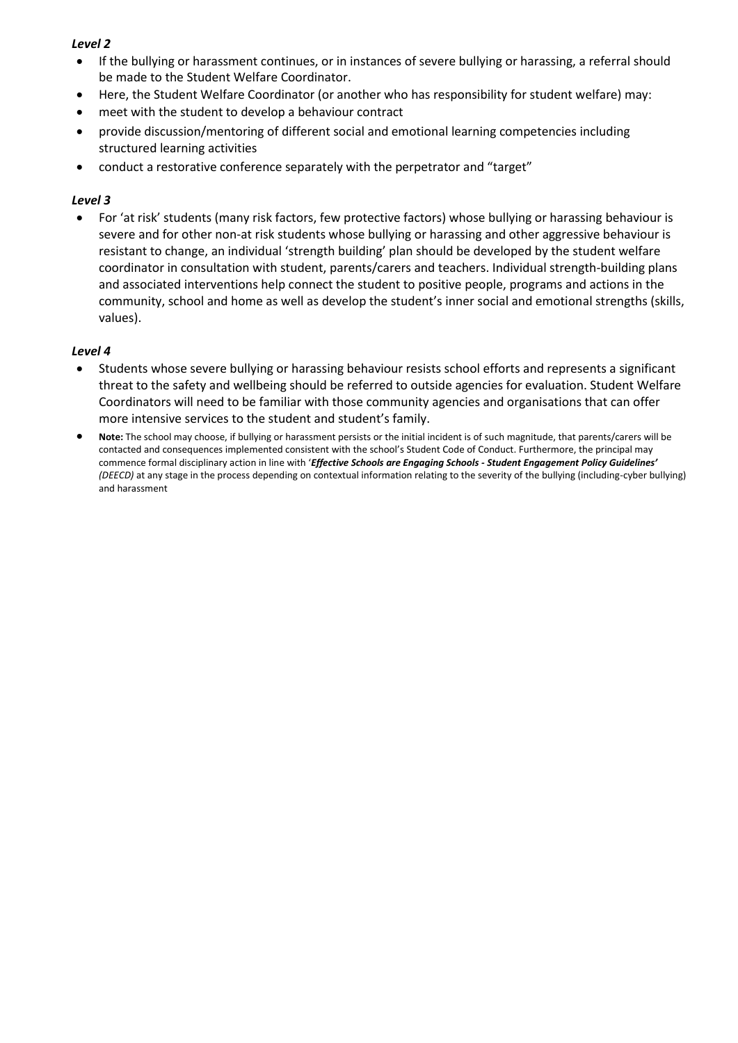***Level 2***

- If the bullying or harassment continues, or in instances of severe bullying or harassing, a referral should be made to the Student Welfare Coordinator.
- Here, the Student Welfare Coordinator (or another who has responsibility for student welfare) may:
- meet with the student to develop a behaviour contract
- provide discussion/mentoring of different social and emotional learning competencies including structured learning activities
- conduct a restorative conference separately with the perpetrator and "target"

***Level 3***

- For 'at risk' students (many risk factors, few protective factors) whose bullying or harassing behaviour is severe and for other non-at risk students whose bullying or harassing and other aggressive behaviour is resistant to change, an individual 'strength building' plan should be developed by the student welfare coordinator in consultation with student, parents/carers and teachers. Individual strength-building plans and associated interventions help connect the student to positive people, programs and actions in the community, school and home as well as develop the student's inner social and emotional strengths (skills, values).

***Level 4***

- Students whose severe bullying or harassing behaviour resists school efforts and represents a significant threat to the safety and wellbeing should be referred to outside agencies for evaluation. Student Welfare Coordinators will need to be familiar with those community agencies and organisations that can offer more intensive services to the student and student's family.
- **Note:** The school may choose, if bullying or harassment persists or the initial incident is of such magnitude, that parents/carers will be contacted and consequences implemented consistent with the school's Student Code of Conduct. Furthermore, the principal may commence formal disciplinary action in line with '***Effective Schools are Engaging Schools - Student Engagement Policy Guidelines'*** *(DEECD)* at any stage in the process depending on contextual information relating to the severity of the bullying (including-cyber bullying) and harassment